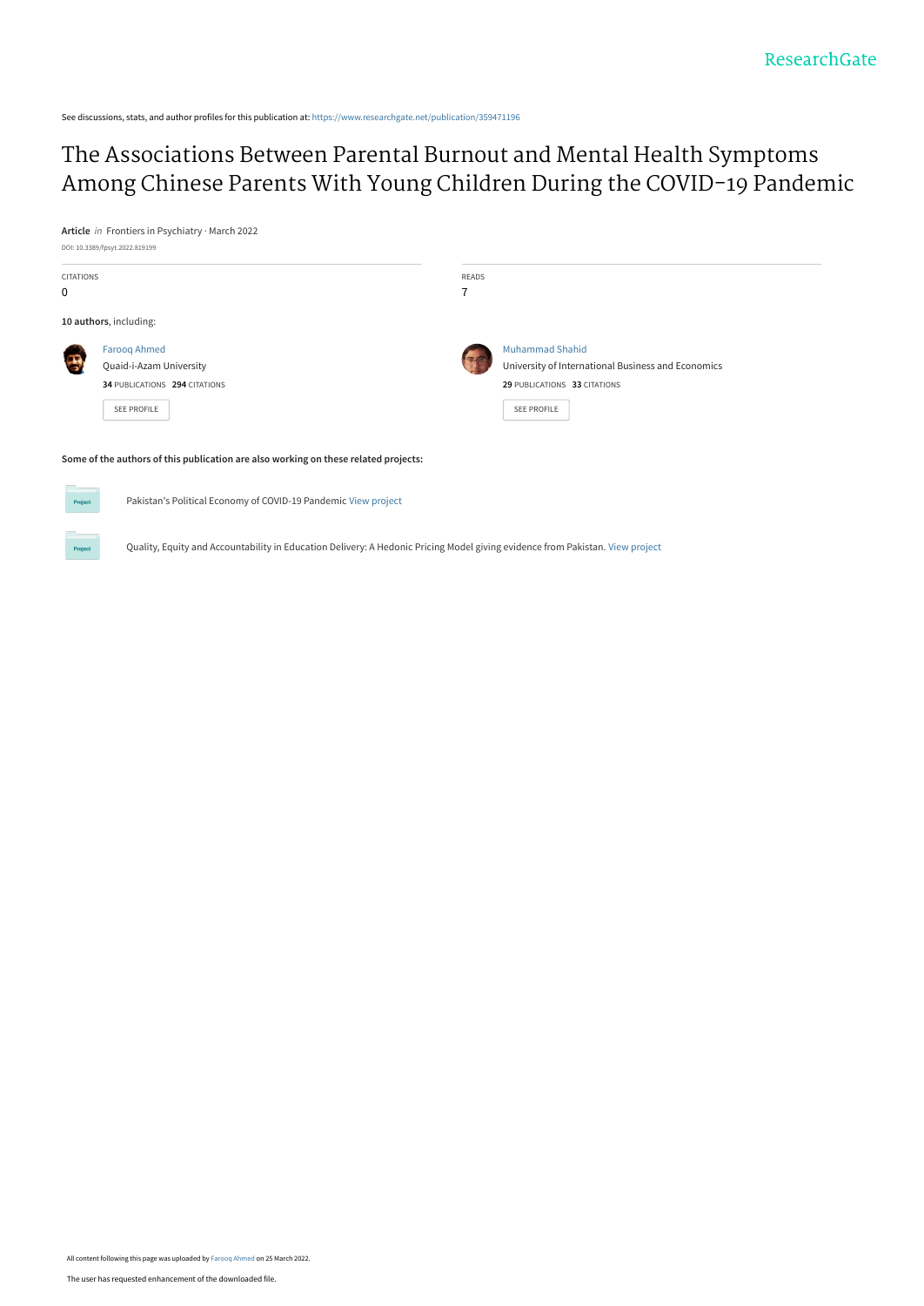See discussions, stats, and author profiles for this publication at: https://www.researchgate.net/publication/359471196

# The Associations Between Parental Burnout and Mental Health Symptoms Among Chinese Parents With Young Children During the COVID-19 Pandemic

**Article** *in* Frontiers in Psychiatry · March 2022

DOI: 10.3389/fpsyt.2022.819199

| CITATIONS | READS |
| --- | --- |
| 0 | 7 |

**10 authors**, including:

Farooq Ahmed
Quaid-i-Azam University
**34** PUBLICATIONS **294** CITATIONS
SEE PROFILE

Muhammad Shahid
University of International Business and Economics
**29** PUBLICATIONS **33** CITATIONS
SEE PROFILE

**Some of the authors of this publication are also working on these related projects:**

Project: Pakistan's Political Economy of COVID-19 Pandemic View project

Project: Quality, Equity and Accountability in Education Delivery: A Hedonic Pricing Model giving evidence from Pakistan. View project

All content following this page was uploaded by Farooq Ahmed on 25 March 2022.

The user has requested enhancement of the downloaded file.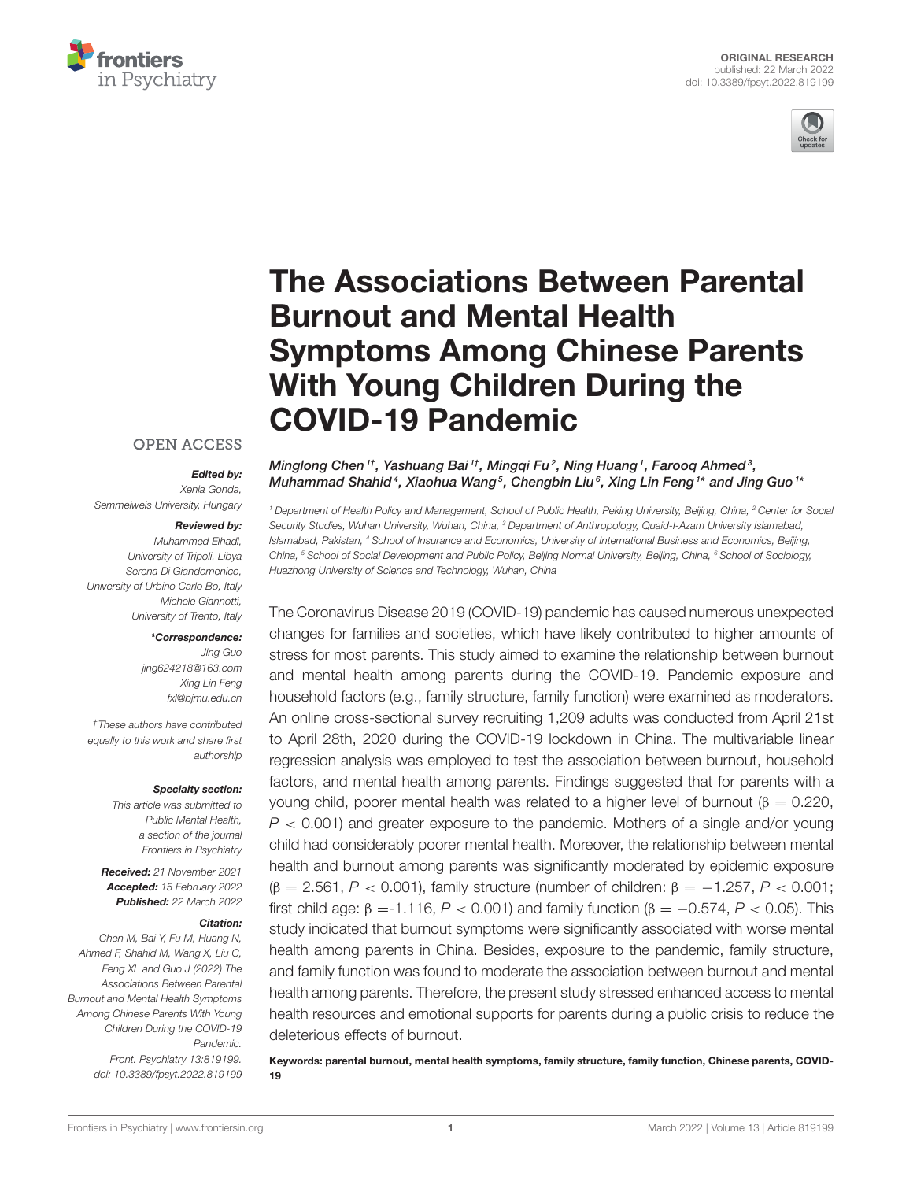ORIGINAL RESEARCH
published: 22 March 2022
doi: 10.3389/fpsyt.2022.819199

# The Associations Between Parental Burnout and Mental Health Symptoms Among Chinese Parents With Young Children During the COVID-19 Pandemic

*Minglong Chen[1†], Yashuang Bai[1†], Mingqi Fu[2], Ning Huang[1], Farooq Ahmed[3], Muhammad Shahid[4], Xiaohua Wang[5], Chengbin Liu[6], Xing Lin Feng[1*] and Jing Guo[1*]*

[1] Department of Health Policy and Management, School of Public Health, Peking University, Beijing, China, [2] Center for Social Security Studies, Wuhan University, Wuhan, China, [3] Department of Anthropology, Quaid-I-Azam University Islamabad, Islamabad, Pakistan, [4] School of Insurance and Economics, University of International Business and Economics, Beijing, China, [5] School of Social Development and Public Policy, Beijing Normal University, Beijing, China, [6] School of Sociology, Huazhong University of Science and Technology, Wuhan, China

OPEN ACCESS

***Edited by:***
Xenia Gonda,
Semmelweis University, Hungary

***Reviewed by:***
Muhammed Elhadi,
University of Tripoli, Libya
Serena Di Giandomenico,
University of Urbino Carlo Bo, Italy
Michele Giannotti,
University of Trento, Italy

***\*Correspondence:***
Jing Guo
jing624218@163.com
Xing Lin Feng
fxl@bjmu.edu.cn

*† These authors have contributed equally to this work and share first authorship*

***Specialty section:***
This article was submitted to Public Mental Health, a section of the journal Frontiers in Psychiatry

***Received:*** 21 November 2021
***Accepted:*** 15 February 2022
***Published:*** 22 March 2022

***Citation:***
Chen M, Bai Y, Fu M, Huang N, Ahmed F, Shahid M, Wang X, Liu C, Feng XL and Guo J (2022) The Associations Between Parental Burnout and Mental Health Symptoms Among Chinese Parents With Young Children During the COVID-19 Pandemic. Front. Psychiatry 13:819199. doi: 10.3389/fpsyt.2022.819199

The Coronavirus Disease 2019 (COVID-19) pandemic has caused numerous unexpected changes for families and societies, which have likely contributed to higher amounts of stress for most parents. This study aimed to examine the relationship between burnout and mental health among parents during the COVID-19. Pandemic exposure and household factors (e.g., family structure, family function) were examined as moderators. An online cross-sectional survey recruiting 1,209 adults was conducted from April 21st to April 28th, 2020 during the COVID-19 lockdown in China. The multivariable linear regression analysis was employed to test the association between burnout, household factors, and mental health among parents. Findings suggested that for parents with a young child, poorer mental health was related to a higher level of burnout ($\beta = 0.220$, $P < 0.001$) and greater exposure to the pandemic. Mothers of a single and/or young child had considerably poorer mental health. Moreover, the relationship between mental health and burnout among parents was significantly moderated by epidemic exposure ($\beta = 2.561$, $P < 0.001$), family structure (number of children: $\beta = -1.257$, $P < 0.001$; first child age: $\beta = -1.116$, $P < 0.001$) and family function ($\beta = -0.574$, $P < 0.05$). This study indicated that burnout symptoms were significantly associated with worse mental health among parents in China. Besides, exposure to the pandemic, family structure, and family function was found to moderate the association between burnout and mental health among parents. Therefore, the present study stressed enhanced access to mental health resources and emotional supports for parents during a public crisis to reduce the deleterious effects of burnout.

**Keywords: parental burnout, mental health symptoms, family structure, family function, Chinese parents, COVID-19**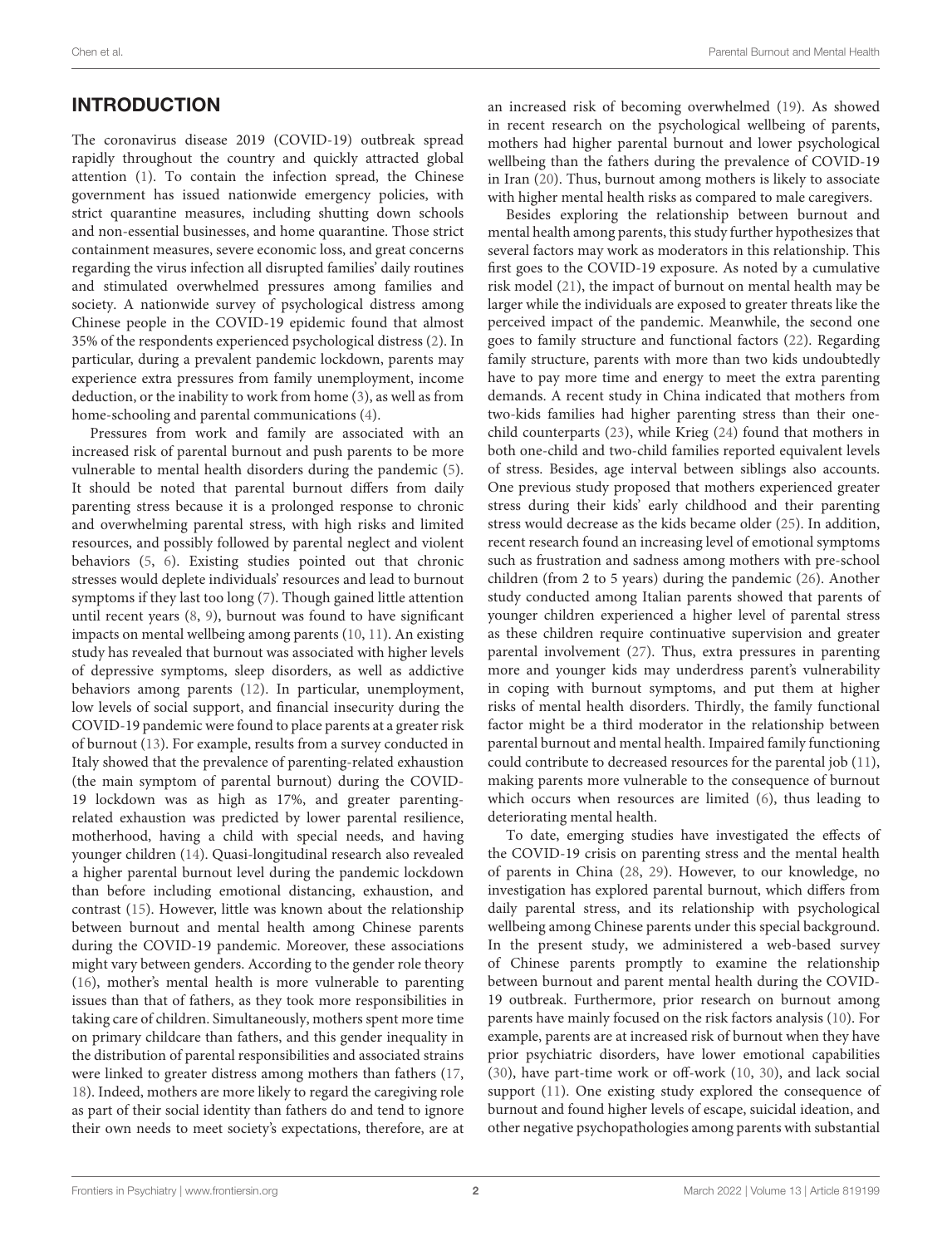## INTRODUCTION

The coronavirus disease 2019 (COVID-19) outbreak spread rapidly throughout the country and quickly attracted global attention (1). To contain the infection spread, the Chinese government has issued nationwide emergency policies, with strict quarantine measures, including shutting down schools and non-essential businesses, and home quarantine. Those strict containment measures, severe economic loss, and great concerns regarding the virus infection all disrupted families' daily routines and stimulated overwhelmed pressures among families and society. A nationwide survey of psychological distress among Chinese people in the COVID-19 epidemic found that almost 35% of the respondents experienced psychological distress (2). In particular, during a prevalent pandemic lockdown, parents may experience extra pressures from family unemployment, income deduction, or the inability to work from home (3), as well as from home-schooling and parental communications (4).

Pressures from work and family are associated with an increased risk of parental burnout and push parents to be more vulnerable to mental health disorders during the pandemic (5). It should be noted that parental burnout differs from daily parenting stress because it is a prolonged response to chronic and overwhelming parental stress, with high risks and limited resources, and possibly followed by parental neglect and violent behaviors (5, 6). Existing studies pointed out that chronic stresses would deplete individuals' resources and lead to burnout symptoms if they last too long (7). Though gained little attention until recent years (8, 9), burnout was found to have significant impacts on mental wellbeing among parents (10, 11). An existing study has revealed that burnout was associated with higher levels of depressive symptoms, sleep disorders, as well as addictive behaviors among parents (12). In particular, unemployment, low levels of social support, and financial insecurity during the COVID-19 pandemic were found to place parents at a greater risk of burnout (13). For example, results from a survey conducted in Italy showed that the prevalence of parenting-related exhaustion (the main symptom of parental burnout) during the COVID-19 lockdown was as high as 17%, and greater parenting-related exhaustion was predicted by lower parental resilience, motherhood, having a child with special needs, and having younger children (14). Quasi-longitudinal research also revealed a higher parental burnout level during the pandemic lockdown than before including emotional distancing, exhaustion, and contrast (15). However, little was known about the relationship between burnout and mental health among Chinese parents during the COVID-19 pandemic. Moreover, these associations might vary between genders. According to the gender role theory (16), mother's mental health is more vulnerable to parenting issues than that of fathers, as they took more responsibilities in taking care of children. Simultaneously, mothers spent more time on primary childcare than fathers, and this gender inequality in the distribution of parental responsibilities and associated strains were linked to greater distress among mothers than fathers (17, 18). Indeed, mothers are more likely to regard the caregiving role as part of their social identity than fathers do and tend to ignore their own needs to meet society's expectations, therefore, are at an increased risk of becoming overwhelmed (19). As showed in recent research on the psychological wellbeing of parents, mothers had higher parental burnout and lower psychological wellbeing than the fathers during the prevalence of COVID-19 in Iran (20). Thus, burnout among mothers is likely to associate with higher mental health risks as compared to male caregivers.

Besides exploring the relationship between burnout and mental health among parents, this study further hypothesizes that several factors may work as moderators in this relationship. This first goes to the COVID-19 exposure. As noted by a cumulative risk model (21), the impact of burnout on mental health may be larger while the individuals are exposed to greater threats like the perceived impact of the pandemic. Meanwhile, the second one goes to family structure and functional factors (22). Regarding family structure, parents with more than two kids undoubtedly have to pay more time and energy to meet the extra parenting demands. A recent study in China indicated that mothers from two-kids families had higher parenting stress than their one-child counterparts (23), while Krieg (24) found that mothers in both one-child and two-child families reported equivalent levels of stress. Besides, age interval between siblings also accounts. One previous study proposed that mothers experienced greater stress during their kids' early childhood and their parenting stress would decrease as the kids became older (25). In addition, recent research found an increasing level of emotional symptoms such as frustration and sadness among mothers with pre-school children (from 2 to 5 years) during the pandemic (26). Another study conducted among Italian parents showed that parents of younger children experienced a higher level of parental stress as these children require continuative supervision and greater parental involvement (27). Thus, extra pressures in parenting more and younger kids may underdress parent's vulnerability in coping with burnout symptoms, and put them at higher risks of mental health disorders. Thirdly, the family functional factor might be a third moderator in the relationship between parental burnout and mental health. Impaired family functioning could contribute to decreased resources for the parental job (11), making parents more vulnerable to the consequence of burnout which occurs when resources are limited (6), thus leading to deteriorating mental health.

To date, emerging studies have investigated the effects of the COVID-19 crisis on parenting stress and the mental health of parents in China (28, 29). However, to our knowledge, no investigation has explored parental burnout, which differs from daily parental stress, and its relationship with psychological wellbeing among Chinese parents under this special background. In the present study, we administered a web-based survey of Chinese parents promptly to examine the relationship between burnout and parent mental health during the COVID-19 outbreak. Furthermore, prior research on burnout among parents have mainly focused on the risk factors analysis (10). For example, parents are at increased risk of burnout when they have prior psychiatric disorders, have lower emotional capabilities (30), have part-time work or off-work (10, 30), and lack social support (11). One existing study explored the consequence of burnout and found higher levels of escape, suicidal ideation, and other negative psychopathologies among parents with substantial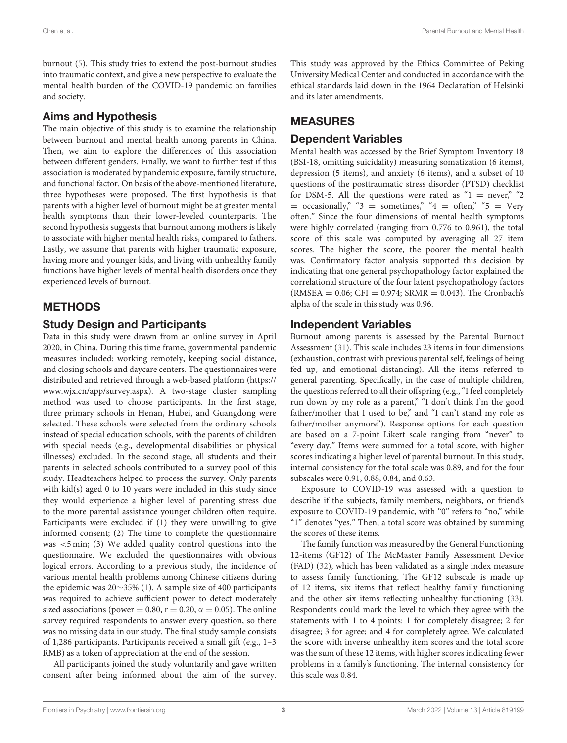burnout (5). This study tries to extend the post-burnout studies into traumatic context, and give a new perspective to evaluate the mental health burden of the COVID-19 pandemic on families and society.

### Aims and Hypothesis

The main objective of this study is to examine the relationship between burnout and mental health among parents in China. Then, we aim to explore the differences of this association between different genders. Finally, we want to further test if this association is moderated by pandemic exposure, family structure, and functional factor. On basis of the above-mentioned literature, three hypotheses were proposed. The first hypothesis is that parents with a higher level of burnout might be at greater mental health symptoms than their lower-leveled counterparts. The second hypothesis suggests that burnout among mothers is likely to associate with higher mental health risks, compared to fathers. Lastly, we assume that parents with higher traumatic exposure, having more and younger kids, and living with unhealthy family functions have higher levels of mental health disorders once they experienced levels of burnout.

## METHODS

### Study Design and Participants

Data in this study were drawn from an online survey in April 2020, in China. During this time frame, governmental pandemic measures included: working remotely, keeping social distance, and closing schools and daycare centers. The questionnaires were distributed and retrieved through a web-based platform (https://www.wjx.cn/app/survey.aspx). A two-stage cluster sampling method was used to choose participants. In the first stage, three primary schools in Henan, Hubei, and Guangdong were selected. These schools were selected from the ordinary schools instead of special education schools, with the parents of children with special needs (e.g., developmental disabilities or physical illnesses) excluded. In the second stage, all students and their parents in selected schools contributed to a survey pool of this study. Headteachers helped to process the survey. Only parents with kid(s) aged 0 to 10 years were included in this study since they would experience a higher level of parenting stress due to the more parental assistance younger children often require. Participants were excluded if (1) they were unwilling to give informed consent; (2) The time to complete the questionnaire was <5 min; (3) We added quality control questions into the questionnaire. We excluded the questionnaires with obvious logical errors. According to a previous study, the incidence of various mental health problems among Chinese citizens during the epidemic was 20∼35% (1). A sample size of 400 participants was required to achieve sufficient power to detect moderately sized associations (power = 0.80, $r = 0.20$, $\alpha = 0.05$). The online survey required respondents to answer every question, so there was no missing data in our study. The final study sample consists of 1,286 participants. Participants received a small gift (e.g., 1–3 RMB) as a token of appreciation at the end of the session.

All participants joined the study voluntarily and gave written consent after being informed about the aim of the survey. This study was approved by the Ethics Committee of Peking University Medical Center and conducted in accordance with the ethical standards laid down in the 1964 Declaration of Helsinki and its later amendments.

## MEASURES

### Dependent Variables

Mental health was accessed by the Brief Symptom Inventory 18 (BSI-18, omitting suicidality) measuring somatization (6 items), depression (5 items), and anxiety (6 items), and a subset of 10 questions of the posttraumatic stress disorder (PTSD) checklist for DSM-5. All the questions were rated as "1 = never," "2 = occasionally," "3 = sometimes," "4 = often," "5 = Very often." Since the four dimensions of mental health symptoms were highly correlated (ranging from 0.776 to 0.961), the total score of this scale was computed by averaging all 27 item scores. The higher the score, the poorer the mental health was. Confirmatory factor analysis supported this decision by indicating that one general psychopathology factor explained the correlational structure of the four latent psychopathology factors (RMSEA = 0.06; CFI = 0.974; SRMR = 0.043). The Cronbach's alpha of the scale in this study was 0.96.

### Independent Variables

Burnout among parents is assessed by the Parental Burnout Assessment (31). This scale includes 23 items in four dimensions (exhaustion, contrast with previous parental self, feelings of being fed up, and emotional distancing). All the items referred to general parenting. Specifically, in the case of multiple children, the questions referred to all their offspring (e.g., "I feel completely run down by my role as a parent," "I don't think I'm the good father/mother that I used to be," and "I can't stand my role as father/mother anymore"). Response options for each question are based on a 7-point Likert scale ranging from "never" to "every day." Items were summed for a total score, with higher scores indicating a higher level of parental burnout. In this study, internal consistency for the total scale was 0.89, and for the four subscales were 0.91, 0.88, 0.84, and 0.63.

Exposure to COVID-19 was assessed with a question to describe if the subjects, family members, neighbors, or friend's exposure to COVID-19 pandemic, with "0" refers to "no," while "1" denotes "yes." Then, a total score was obtained by summing the scores of these items.

The family function was measured by the General Functioning 12-items (GF12) of The McMaster Family Assessment Device (FAD) (32), which has been validated as a single index measure to assess family functioning. The GF12 subscale is made up of 12 items, six items that reflect healthy family functioning and the other six items reflecting unhealthy functioning (33). Respondents could mark the level to which they agree with the statements with 1 to 4 points: 1 for completely disagree; 2 for disagree; 3 for agree; and 4 for completely agree. We calculated the score with inverse unhealthy item scores and the total score was the sum of these 12 items, with higher scores indicating fewer problems in a family's functioning. The internal consistency for this scale was 0.84.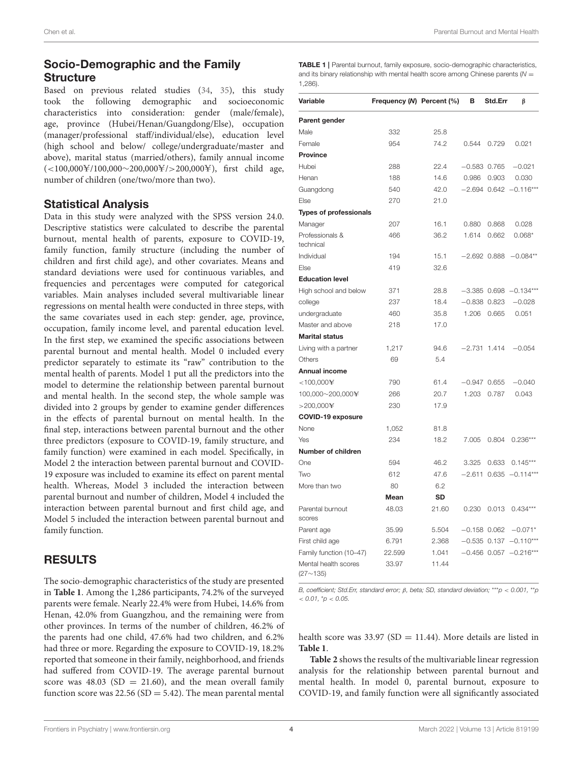## Socio-Demographic and the Family Structure

Based on previous related studies (34, 35), this study took the following demographic and socioeconomic characteristics into consideration: gender (male/female), age, province (Hubei/Henan/Guangdong/Else), occupation (manager/professional staff/individual/else), education level (high school and below/ college/undergraduate/master and above), marital status (married/others), family annual income (<100,000¥/100,000∼200,000¥/>200,000¥), first child age, number of children (one/two/more than two).

## Statistical Analysis

Data in this study were analyzed with the SPSS version 24.0. Descriptive statistics were calculated to describe the parental burnout, mental health of parents, exposure to COVID-19, family function, family structure (including the number of children and first child age), and other covariates. Means and standard deviations were used for continuous variables, and frequencies and percentages were computed for categorical variables. Main analyses included several multivariable linear regressions on mental health were conducted in three steps, with the same covariates used in each step: gender, age, province, occupation, family income level, and parental education level. In the first step, we examined the specific associations between parental burnout and mental health. Model 0 included every predictor separately to estimate its "raw" contribution to the mental health of parents. Model 1 put all the predictors into the model to determine the relationship between parental burnout and mental health. In the second step, the whole sample was divided into 2 groups by gender to examine gender differences in the effects of parental burnout on mental health. In the final step, interactions between parental burnout and the other three predictors (exposure to COVID-19, family structure, and family function) were examined in each model. Specifically, in Model 2 the interaction between parental burnout and COVID-19 exposure was included to examine its effect on parent mental health. Whereas, Model 3 included the interaction between parental burnout and number of children, Model 4 included the interaction between parental burnout and first child age, and Model 5 included the interaction between parental burnout and family function.

## RESULTS

The socio-demographic characteristics of the study are presented in **Table 1**. Among the 1,286 participants, 74.2% of the surveyed parents were female. Nearly 22.4% were from Hubei, 14.6% from Henan, 42.0% from Guangzhou, and the remaining were from other provinces. In terms of the number of children, 46.2% of the parents had one child, 47.6% had two children, and 6.2% had three or more. Regarding the exposure to COVID-19, 18.2% reported that someone in their family, neighborhood, and friends had suffered from COVID-19. The average parental burnout score was 48.03 (SD = 21.60), and the mean overall family function score was 22.56 (SD = 5.42). The mean parental mental health score was 33.97 (SD = 11.44). More details are listed in **Table 1**.

**TABLE 1** | Parental burnout, family exposure, socio-demographic characteristics, and its binary relationship with mental health score among Chinese parents ($N$ = 1,286).

| Variable | Frequency (N) | Percent (%) | B | Std.Err | β |
|---|---|---|---|---|---|
| **Parent gender** | | | | | |
| Male | 332 | 25.8 | | | |
| Female | 954 | 74.2 | 0.544 | 0.729 | 0.021 |
| **Province** | | | | | |
| Hubei | 288 | 22.4 | −0.583 | 0.765 | −0.021 |
| Henan | 188 | 14.6 | 0.986 | 0.903 | 0.030 |
| Guangdong | 540 | 42.0 | −2.694 | 0.642 | −0.116*** |
| Else | 270 | 21.0 | | | |
| **Types of professionals** | | | | | |
| Manager | 207 | 16.1 | 0.880 | 0.868 | 0.028 |
| Professionals & technical | 466 | 36.2 | 1.614 | 0.662 | 0.068* |
| Individual | 194 | 15.1 | −2.692 | 0.888 | −0.084** |
| Else | 419 | 32.6 | | | |
| **Education level** | | | | | |
| High school and below | 371 | 28.8 | −3.385 | 0.698 | −0.134*** |
| college | 237 | 18.4 | −0.838 | 0.823 | −0.028 |
| undergraduate | 460 | 35.8 | 1.206 | 0.665 | 0.051 |
| Master and above | 218 | 17.0 | | | |
| **Marital status** | | | | | |
| Living with a partner | 1,217 | 94.6 | −2.731 | 1.414 | −0.054 |
| Others | 69 | 5.4 | | | |
| **Annual income** | | | | | |
| <100,000¥ | 790 | 61.4 | −0.947 | 0.655 | −0.040 |
| 100,000∼200,000¥ | 266 | 20.7 | 1.203 | 0.787 | 0.043 |
| >200,000¥ | 230 | 17.9 | | | |
| **COVID-19 exposure** | | | | | |
| None | 1,052 | 81.8 | | | |
| Yes | 234 | 18.2 | 7.005 | 0.804 | 0.236*** |
| **Number of children** | | | | | |
| One | 594 | 46.2 | 3.325 | 0.633 | 0.145*** |
| Two | 612 | 47.6 | −2.611 | 0.635 | −0.114*** |
| More than two | 80 | 6.2 | | | |
| | **Mean** | **SD** | | | |
| Parental burnout scores | 48.03 | 21.60 | 0.230 | 0.013 | 0.434*** |
| Parent age | 35.99 | 5.504 | −0.158 | 0.062 | −0.071* |
| First child age | 6.791 | 2.368 | −0.535 | 0.137 | −0.110*** |
| Family function (10–47) | 22.599 | 1.041 | −0.456 | 0.057 | −0.216*** |
| Mental health scores (27∼135) | 33.97 | 11.44 | | | |

*B, coefficient; Std.Err, standard error; β, beta; SD, standard deviation; \*\*\*p < 0.001, \*\*p < 0.01, \*p < 0.05.*

**Table 2** shows the results of the multivariable linear regression analysis for the relationship between parental burnout and mental health. In model 0, parental burnout, exposure to COVID-19, and family function were all significantly associated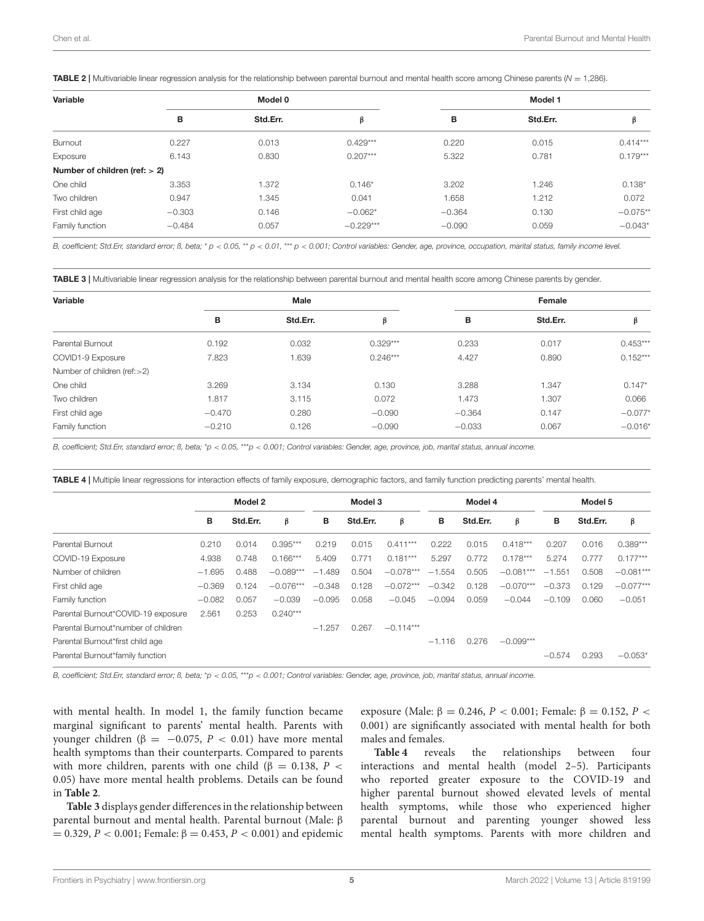**TABLE 2 |** Multivariable linear regression analysis for the relationship between parental burnout and mental health score among Chinese parents ($N = 1,286$).

| Variable | Model 0 | | | Model 1 | | |
|---|---|---|---|---|---|---|
| | B | Std.Err. | β | B | Std.Err. | β |
| Burnout | 0.227 | 0.013 | 0.429*** | 0.220 | 0.015 | 0.414*** |
| Exposure | 6.143 | 0.830 | 0.207*** | 5.322 | 0.781 | 0.179*** |
| **Number of children (ref: > 2)** | | | | | | |
| One child | 3.353 | 1.372 | 0.146* | 3.202 | 1.246 | 0.138* |
| Two children | 0.947 | 1.345 | 0.041 | 1.658 | 1.212 | 0.072 |
| First child age | −0.303 | 0.146 | −0.062* | −0.364 | 0.130 | −0.075** |
| Family function | −0.484 | 0.057 | −0.229*** | −0.090 | 0.059 | −0.043* |

*B, coefficient; Std.Err, standard error; ß, beta; * p < 0.05, ** p < 0.01, *** p < 0.001; Control variables: Gender, age, province, occupation, marital status, family income level.*

**TABLE 3 |** Multivariable linear regression analysis for the relationship between parental burnout and mental health score among Chinese parents by gender.

| Variable | Male | | | Female | | |
|---|---|---|---|---|---|---|
| | B | Std.Err. | β | B | Std.Err. | β |
| Parental Burnout | 0.192 | 0.032 | 0.329*** | 0.233 | 0.017 | 0.453*** |
| COVID1-9 Exposure | 7.823 | 1.639 | 0.246*** | 4.427 | 0.890 | 0.152*** |
| Number of children (ref:>2) | | | | | | |
| One child | 3.269 | 3.134 | 0.130 | 3.288 | 1.347 | 0.147* |
| Two children | 1.817 | 3.115 | 0.072 | 1.473 | 1.307 | 0.066 |
| First child age | −0.470 | 0.280 | −0.090 | −0.364 | 0.147 | −0.077* |
| Family function | −0.210 | 0.126 | −0.090 | −0.033 | 0.067 | −0.016* |

*B, coefficient; Std.Err, standard error; ß, beta; *p < 0.05, ***p < 0.001; Control variables: Gender, age, province, job, marital status, annual income.*

**TABLE 4 |** Multiple linear regressions for interaction effects of family exposure, demographic factors, and family function predicting parents' mental health.

| | Model 2 | | | Model 3 | | | Model 4 | | | Model 5 | | |
|---|---|---|---|---|---|---|---|---|---|---|---|---|
| | B | Std.Err. | β | B | Std.Err. | β | B | Std.Err. | β | B | Std.Err. | β |
| Parental Burnout | 0.210 | 0.014 | 0.395*** | 0.219 | 0.015 | 0.411*** | 0.222 | 0.015 | 0.418*** | 0.207 | 0.016 | 0.389*** |
| COVID-19 Exposure | 4.938 | 0.748 | 0.166*** | 5.409 | 0.771 | 0.181*** | 5.297 | 0.772 | 0.178*** | 5.274 | 0.777 | 0.177*** |
| Number of children | −1.695 | 0.488 | −0.089*** | −1.489 | 0.504 | −0.078*** | −1.554 | 0.505 | −0.081*** | −1.551 | 0.508 | −0.081*** |
| First child age | −0.369 | 0.124 | −0.076*** | −0.348 | 0.128 | −0.072*** | −0.342 | 0.128 | −0.070*** | −0.373 | 0.129 | −0.077*** |
| Family function | −0.082 | 0.057 | −0.039 | −0.095 | 0.058 | −0.045 | −0.094 | 0.059 | −0.044 | −0.109 | 0.060 | −0.051 |
| Parental Burnout*COVID-19 exposure | 2.561 | 0.253 | 0.240*** | | | | | | | | | |
| Parental Burnout*number of children | | | | −1.257 | 0.267 | −0.114*** | | | | | | |
| Parental Burnout*first child age | | | | | | | −1.116 | 0.276 | −0.099*** | | | |
| Parental Burnout*family function | | | | | | | | | | −0.574 | 0.293 | −0.053* |

*B, coefficient; Std.Err, standard error; ß, beta; *p < 0.05, ***p < 0.001; Control variables: Gender, age, province, job, marital status, annual income.*

with mental health. In model 1, the family function became marginal significant to parents' mental health. Parents with younger children ($\beta = -0.075$, $P < 0.01$) have more mental health symptoms than their counterparts. Compared to parents with more children, parents with one child ($\beta = 0.138$, $P < 0.05$) have more mental health problems. Details can be found in **Table 2**.

**Table 3** displays gender differences in the relationship between parental burnout and mental health. Parental burnout (Male: $\beta = 0.329$, $P < 0.001$; Female: $\beta = 0.453$, $P < 0.001$) and epidemic exposure (Male: $\beta = 0.246$, $P < 0.001$; Female: $\beta = 0.152$, $P < 0.001$) are significantly associated with mental health for both males and females.

**Table 4** reveals the relationships between four interactions and mental health (model 2–5). Participants who reported greater exposure to the COVID-19 and higher parental burnout showed elevated levels of mental health symptoms, while those who experienced higher parental burnout and parenting younger showed less mental health symptoms. Parents with more children and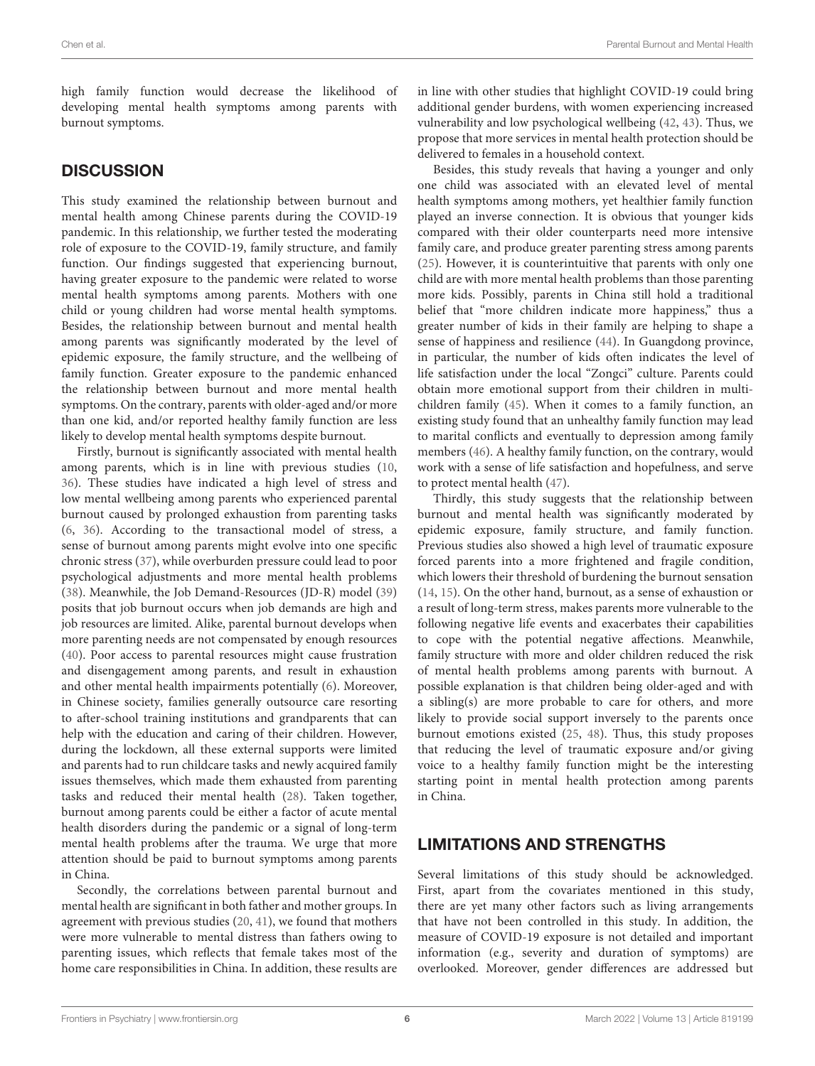high family function would decrease the likelihood of developing mental health symptoms among parents with burnout symptoms.

## DISCUSSION

This study examined the relationship between burnout and mental health among Chinese parents during the COVID-19 pandemic. In this relationship, we further tested the moderating role of exposure to the COVID-19, family structure, and family function. Our findings suggested that experiencing burnout, having greater exposure to the pandemic were related to worse mental health symptoms among parents. Mothers with one child or young children had worse mental health symptoms. Besides, the relationship between burnout and mental health among parents was significantly moderated by the level of epidemic exposure, the family structure, and the wellbeing of family function. Greater exposure to the pandemic enhanced the relationship between burnout and more mental health symptoms. On the contrary, parents with older-aged and/or more than one kid, and/or reported healthy family function are less likely to develop mental health symptoms despite burnout.

Firstly, burnout is significantly associated with mental health among parents, which is in line with previous studies (10, 36). These studies have indicated a high level of stress and low mental wellbeing among parents who experienced parental burnout caused by prolonged exhaustion from parenting tasks (6, 36). According to the transactional model of stress, a sense of burnout among parents might evolve into one specific chronic stress (37), while overburden pressure could lead to poor psychological adjustments and more mental health problems (38). Meanwhile, the Job Demand-Resources (JD-R) model (39) posits that job burnout occurs when job demands are high and job resources are limited. Alike, parental burnout develops when more parenting needs are not compensated by enough resources (40). Poor access to parental resources might cause frustration and disengagement among parents, and result in exhaustion and other mental health impairments potentially (6). Moreover, in Chinese society, families generally outsource care resorting to after-school training institutions and grandparents that can help with the education and caring of their children. However, during the lockdown, all these external supports were limited and parents had to run childcare tasks and newly acquired family issues themselves, which made them exhausted from parenting tasks and reduced their mental health (28). Taken together, burnout among parents could be either a factor of acute mental health disorders during the pandemic or a signal of long-term mental health problems after the trauma. We urge that more attention should be paid to burnout symptoms among parents in China.

Secondly, the correlations between parental burnout and mental health are significant in both father and mother groups. In agreement with previous studies (20, 41), we found that mothers were more vulnerable to mental distress than fathers owing to parenting issues, which reflects that female takes most of the home care responsibilities in China. In addition, these results are in line with other studies that highlight COVID-19 could bring additional gender burdens, with women experiencing increased vulnerability and low psychological wellbeing (42, 43). Thus, we propose that more services in mental health protection should be delivered to females in a household context.

Besides, this study reveals that having a younger and only one child was associated with an elevated level of mental health symptoms among mothers, yet healthier family function played an inverse connection. It is obvious that younger kids compared with their older counterparts need more intensive family care, and produce greater parenting stress among parents (25). However, it is counterintuitive that parents with only one child are with more mental health problems than those parenting more kids. Possibly, parents in China still hold a traditional belief that "more children indicate more happiness," thus a greater number of kids in their family are helping to shape a sense of happiness and resilience (44). In Guangdong province, in particular, the number of kids often indicates the level of life satisfaction under the local "Zongci" culture. Parents could obtain more emotional support from their children in multi-children family (45). When it comes to a family function, an existing study found that an unhealthy family function may lead to marital conflicts and eventually to depression among family members (46). A healthy family function, on the contrary, would work with a sense of life satisfaction and hopefulness, and serve to protect mental health (47).

Thirdly, this study suggests that the relationship between burnout and mental health was significantly moderated by epidemic exposure, family structure, and family function. Previous studies also showed a high level of traumatic exposure forced parents into a more frightened and fragile condition, which lowers their threshold of burdening the burnout sensation (14, 15). On the other hand, burnout, as a sense of exhaustion or a result of long-term stress, makes parents more vulnerable to the following negative life events and exacerbates their capabilities to cope with the potential negative affections. Meanwhile, family structure with more and older children reduced the risk of mental health problems among parents with burnout. A possible explanation is that children being older-aged and with a sibling(s) are more probable to care for others, and more likely to provide social support inversely to the parents once burnout emotions existed (25, 48). Thus, this study proposes that reducing the level of traumatic exposure and/or giving voice to a healthy family function might be the interesting starting point in mental health protection among parents in China.

## LIMITATIONS AND STRENGTHS

Several limitations of this study should be acknowledged. First, apart from the covariates mentioned in this study, there are yet many other factors such as living arrangements that have not been controlled in this study. In addition, the measure of COVID-19 exposure is not detailed and important information (e.g., severity and duration of symptoms) are overlooked. Moreover, gender differences are addressed but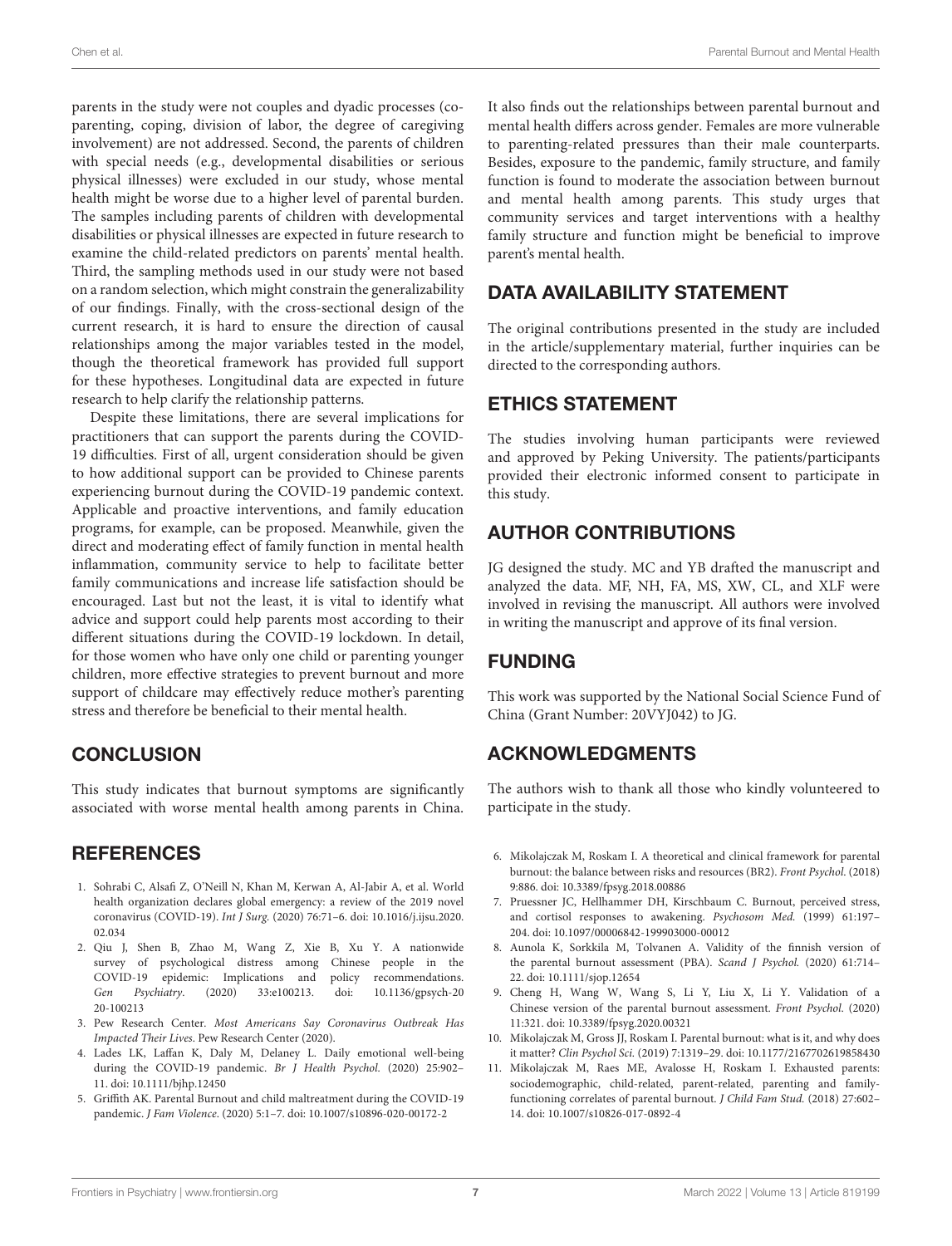parents in the study were not couples and dyadic processes (co-parenting, coping, division of labor, the degree of caregiving involvement) are not addressed. Second, the parents of children with special needs (e.g., developmental disabilities or serious physical illnesses) were excluded in our study, whose mental health might be worse due to a higher level of parental burden. The samples including parents of children with developmental disabilities or physical illnesses are expected in future research to examine the child-related predictors on parents' mental health. Third, the sampling methods used in our study were not based on a random selection, which might constrain the generalizability of our findings. Finally, with the cross-sectional design of the current research, it is hard to ensure the direction of causal relationships among the major variables tested in the model, though the theoretical framework has provided full support for these hypotheses. Longitudinal data are expected in future research to help clarify the relationship patterns.

Despite these limitations, there are several implications for practitioners that can support the parents during the COVID-19 difficulties. First of all, urgent consideration should be given to how additional support can be provided to Chinese parents experiencing burnout during the COVID-19 pandemic context. Applicable and proactive interventions, and family education programs, for example, can be proposed. Meanwhile, given the direct and moderating effect of family function in mental health inflammation, community service to help to facilitate better family communications and increase life satisfaction should be encouraged. Last but not the least, it is vital to identify what advice and support could help parents most according to their different situations during the COVID-19 lockdown. In detail, for those women who have only one child or parenting younger children, more effective strategies to prevent burnout and more support of childcare may effectively reduce mother's parenting stress and therefore be beneficial to their mental health.

## CONCLUSION

This study indicates that burnout symptoms are significantly associated with worse mental health among parents in China. It also finds out the relationships between parental burnout and mental health differs across gender. Females are more vulnerable to parenting-related pressures than their male counterparts. Besides, exposure to the pandemic, family structure, and family function is found to moderate the association between burnout and mental health among parents. This study urges that community services and target interventions with a healthy family structure and function might be beneficial to improve parent's mental health.

## DATA AVAILABILITY STATEMENT

The original contributions presented in the study are included in the article/supplementary material, further inquiries can be directed to the corresponding authors.

## ETHICS STATEMENT

The studies involving human participants were reviewed and approved by Peking University. The patients/participants provided their electronic informed consent to participate in this study.

## AUTHOR CONTRIBUTIONS

JG designed the study. MC and YB drafted the manuscript and analyzed the data. MF, NH, FA, MS, XW, CL, and XLF were involved in revising the manuscript. All authors were involved in writing the manuscript and approve of its final version.

## FUNDING

This work was supported by the National Social Science Fund of China (Grant Number: 20VYJ042) to JG.

## ACKNOWLEDGMENTS

The authors wish to thank all those who kindly volunteered to participate in the study.

## REFERENCES

1. Sohrabi C, Alsafi Z, O'Neill N, Khan M, Kerwan A, Al-Jabir A, et al. World health organization declares global emergency: a review of the 2019 novel coronavirus (COVID-19). *Int J Surg.* (2020) 76:71–6. doi: 10.1016/j.ijsu.2020.02.034
2. Qiu J, Shen B, Zhao M, Wang Z, Xie B, Xu Y. A nationwide survey of psychological distress among Chinese people in the COVID-19 epidemic: Implications and policy recommendations. *Gen Psychiatry*. (2020) 33:e100213. doi: 10.1136/gpsych-2020-100213
3. Pew Research Center. *Most Americans Say Coronavirus Outbreak Has Impacted Their Lives*. Pew Research Center (2020).
4. Lades LK, Laffan K, Daly M, Delaney L. Daily emotional well-being during the COVID-19 pandemic. *Br J Health Psychol.* (2020) 25:902–11. doi: 10.1111/bjhp.12450
5. Griffith AK. Parental Burnout and child maltreatment during the COVID-19 pandemic. *J Fam Violence*. (2020) 5:1–7. doi: 10.1007/s10896-020-00172-2
6. Mikolajczak M, Roskam I. A theoretical and clinical framework for parental burnout: the balance between risks and resources (BR2). *Front Psychol.* (2018) 9:886. doi: 10.3389/fpsyg.2018.00886
7. Pruessner JC, Hellhammer DH, Kirschbaum C. Burnout, perceived stress, and cortisol responses to awakening. *Psychosom Med.* (1999) 61:197–204. doi: 10.1097/00006842-199903000-00012
8. Aunola K, Sorkkila M, Tolvanen A. Validity of the finnish version of the parental burnout assessment (PBA). *Scand J Psychol.* (2020) 61:714–22. doi: 10.1111/sjop.12654
9. Cheng H, Wang W, Wang S, Li Y, Liu X, Li Y. Validation of a Chinese version of the parental burnout assessment. *Front Psychol.* (2020) 11:321. doi: 10.3389/fpsyg.2020.00321
10. Mikolajczak M, Gross JJ, Roskam I. Parental burnout: what is it, and why does it matter? *Clin Psychol Sci.* (2019) 7:1319–29. doi: 10.1177/2167702619858430
11. Mikolajczak M, Raes ME, Avalosse H, Roskam I. Exhausted parents: sociodemographic, child-related, parent-related, parenting and family-functioning correlates of parental burnout. *J Child Fam Stud.* (2018) 27:602–14. doi: 10.1007/s10826-017-0892-4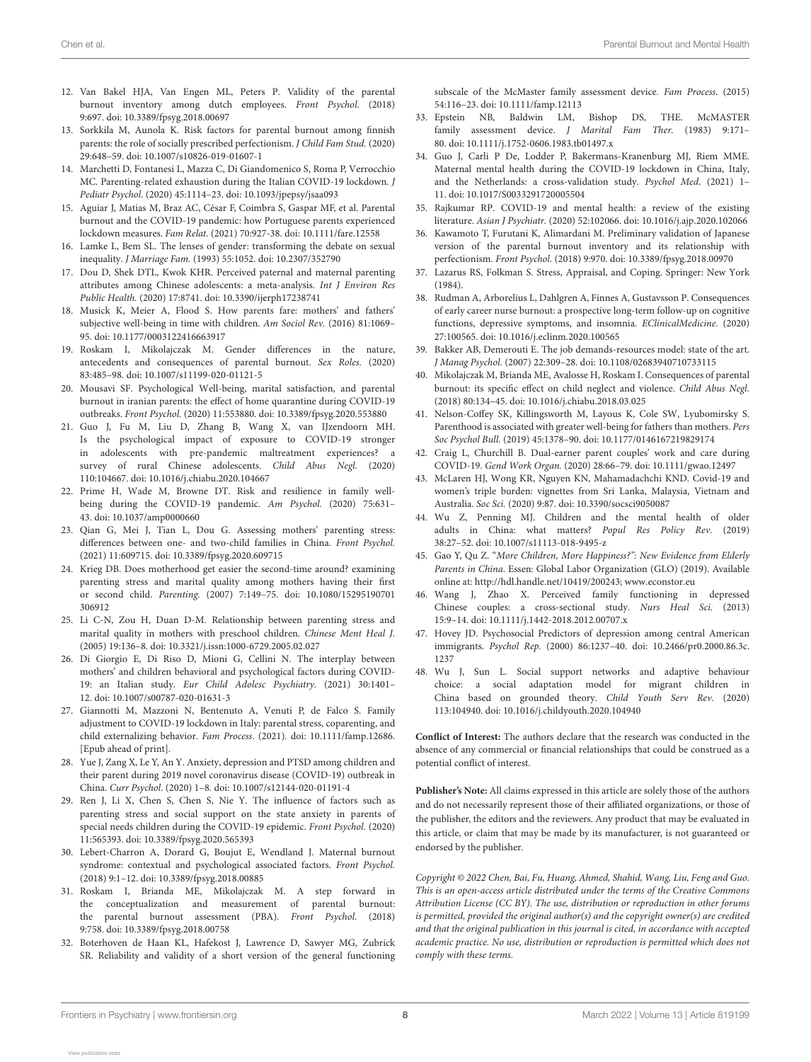12. Van Bakel HJA, Van Engen ML, Peters P. Validity of the parental burnout inventory among dutch employees. *Front Psychol.* (2018) 9:697. doi: 10.3389/fpsyg.2018.00697
13. Sorkkila M, Aunola K. Risk factors for parental burnout among finnish parents: the role of socially prescribed perfectionism. *J Child Fam Stud.* (2020) 29:648–59. doi: 10.1007/s10826-019-01607-1
14. Marchetti D, Fontanesi L, Mazza C, Di Giandomenico S, Roma P, Verrocchio MC. Parenting-related exhaustion during the Italian COVID-19 lockdown. *J Pediatr Psychol.* (2020) 45:1114–23. doi: 10.1093/jpepsy/jsaa093
15. Aguiar J, Matias M, Braz AC, César F, Coimbra S, Gaspar MF, et al. Parental burnout and the COVID-19 pandemic: how Portuguese parents experienced lockdown measures. *Fam Relat.* (2021) 70:927-38. doi: 10.1111/fare.12558
16. Lamke L, Bem SL. The lenses of gender: transforming the debate on sexual inequality. *J Marriage Fam.* (1993) 55:1052. doi: 10.2307/352790
17. Dou D, Shek DTL, Kwok KHR. Perceived paternal and maternal parenting attributes among Chinese adolescents: a meta-analysis. *Int J Environ Res Public Health.* (2020) 17:8741. doi: 10.3390/ijerph17238741
18. Musick K, Meier A, Flood S. How parents fare: mothers' and fathers' subjective well-being in time with children. *Am Sociol Rev.* (2016) 81:1069–95. doi: 10.1177/0003122416663917
19. Roskam I, Mikolajczak M. Gender differences in the nature, antecedents and consequences of parental burnout. *Sex Roles.* (2020) 83:485–98. doi: 10.1007/s11199-020-01121-5
20. Mousavi SF. Psychological Well-being, marital satisfaction, and parental burnout in iranian parents: the effect of home quarantine during COVID-19 outbreaks. *Front Psychol.* (2020) 11:553880. doi: 10.3389/fpsyg.2020.553880
21. Guo J, Fu M, Liu D, Zhang B, Wang X, van IJzendoorn MH. Is the psychological impact of exposure to COVID-19 stronger in adolescents with pre-pandemic maltreatment experiences? a survey of rural Chinese adolescents. *Child Abus Negl.* (2020) 110:104667. doi: 10.1016/j.chiabu.2020.104667
22. Prime H, Wade M, Browne DT. Risk and resilience in family well-being during the COVID-19 pandemic. *Am Psychol.* (2020) 75:631–43. doi: 10.1037/amp0000660
23. Qian G, Mei J, Tian L, Dou G. Assessing mothers' parenting stress: differences between one- and two-child families in China. *Front Psychol.* (2021) 11:609715. doi: 10.3389/fpsyg.2020.609715
24. Krieg DB. Does motherhood get easier the second-time around? examining parenting stress and marital quality among mothers having their first or second child. *Parenting.* (2007) 7:149–75. doi: 10.1080/15295190701306912
25. Li C-N, Zou H, Duan D-M. Relationship between parenting stress and marital quality in mothers with preschool children. *Chinese Ment Heal J.* (2005) 19:136–8. doi: 10.3321/j.issn:1000-6729.2005.02.027
26. Di Giorgio E, Di Riso D, Mioni G, Cellini N. The interplay between mothers' and children behavioral and psychological factors during COVID-19: an Italian study. *Eur Child Adolesc Psychiatry.* (2021) 30:1401–12. doi: 10.1007/s00787-020-01631-3
27. Giannotti M, Mazzoni N, Bentenuto A, Venuti P, de Falco S. Family adjustment to COVID-19 lockdown in Italy: parental stress, coparenting, and child externalizing behavior. *Fam Process.* (2021). doi: 10.1111/famp.12686. [Epub ahead of print].
28. Yue J, Zang X, Le Y, An Y. Anxiety, depression and PTSD among children and their parent during 2019 novel coronavirus disease (COVID-19) outbreak in China. *Curr Psychol.* (2020) 1–8. doi: 10.1007/s12144-020-01191-4
29. Ren J, Li X, Chen S, Chen S, Nie Y. The influence of factors such as parenting stress and social support on the state anxiety in parents of special needs children during the COVID-19 epidemic. *Front Psychol.* (2020) 11:565393. doi: 10.3389/fpsyg.2020.565393
30. Lebert-Charron A, Dorard G, Boujut E, Wendland J. Maternal burnout syndrome: contextual and psychological associated factors. *Front Psychol.* (2018) 9:1–12. doi: 10.3389/fpsyg.2018.00885
31. Roskam I, Brianda ME, Mikolajczak M. A step forward in the conceptualization and measurement of parental burnout: the parental burnout assessment (PBA). *Front Psychol.* (2018) 9:758. doi: 10.3389/fpsyg.2018.00758
32. Boterhoven de Haan KL, Hafekost J, Lawrence D, Sawyer MG, Zubrick SR. Reliability and validity of a short version of the general functioning subscale of the McMaster family assessment device. *Fam Process.* (2015) 54:116–23. doi: 10.1111/famp.12113
33. Epstein NB, Baldwin LM, Bishop DS, THE. McMASTER family assessment device. *J Marital Fam Ther.* (1983) 9:171–80. doi: 10.1111/j.1752-0606.1983.tb01497.x
34. Guo J, Carli P De, Lodder P, Bakermans-Kranenburg MJ, Riem MME. Maternal mental health during the COVID-19 lockdown in China, Italy, and the Netherlands: a cross-validation study. *Psychol Med.* (2021) 1–11. doi: 10.1017/S0033291720005504
35. Rajkumar RP. COVID-19 and mental health: a review of the existing literature. *Asian J Psychiatr.* (2020) 52:102066. doi: 10.1016/j.ajp.2020.102066
36. Kawamoto T, Furutani K, Alimardani M. Preliminary validation of Japanese version of the parental burnout inventory and its relationship with perfectionism. *Front Psychol.* (2018) 9:970. doi: 10.3389/fpsyg.2018.00970
37. Lazarus RS, Folkman S. Stress, Appraisal, and Coping. Springer: New York (1984).
38. Rudman A, Arborelius L, Dahlgren A, Finnes A, Gustavsson P. Consequences of early career nurse burnout: a prospective long-term follow-up on cognitive functions, depressive symptoms, and insomnia. *EClinicalMedicine.* (2020) 27:100565. doi: 10.1016/j.eclinm.2020.100565
39. Bakker AB, Demerouti E. The job demands-resources model: state of the art. *J Manag Psychol.* (2007) 22:309–28. doi: 10.1108/02683940710733115
40. Mikolajczak M, Brianda ME, Avalosse H, Roskam I. Consequences of parental burnout: its specific effect on child neglect and violence. *Child Abus Negl.* (2018) 80:134–45. doi: 10.1016/j.chiabu.2018.03.025
41. Nelson-Coffey SK, Killingsworth M, Layous K, Cole SW, Lyubomirsky S. Parenthood is associated with greater well-being for fathers than mothers. *Pers Soc Psychol Bull.* (2019) 45:1378–90. doi: 10.1177/0146167219829174
42. Craig L, Churchill B. Dual-earner parent couples' work and care during COVID-19. *Gend Work Organ.* (2020) 28:66–79. doi: 10.1111/gwao.12497
43. McLaren HJ, Wong KR, Nguyen KN, Mahamadachchi KND. Covid-19 and women's triple burden: vignettes from Sri Lanka, Malaysia, Vietnam and Australia. *Soc Sci.* (2020) 9:87. doi: 10.3390/socsci9050087
44. Wu Z, Penning MJ. Children and the mental health of older adults in China: what matters? *Popul Res Policy Rev.* (2019) 38:27–52. doi: 10.1007/s11113-018-9495-z
45. Gao Y, Qu Z. "*More Children, More Happiness?": New Evidence from Elderly Parents in China*. Essen: Global Labor Organization (GLO) (2019). Available online at: http://hdl.handle.net/10419/200243; www.econstor.eu
46. Wang J, Zhao X. Perceived family functioning in depressed Chinese couples: a cross-sectional study. *Nurs Heal Sci.* (2013) 15:9–14. doi: 10.1111/j.1442-2018.2012.00707.x
47. Hovey JD. Psychosocial Predictors of depression among central American immigrants. *Psychol Rep.* (2000) 86:1237–40. doi: 10.2466/pr0.2000.86.3c.1237
48. Wu J, Sun L. Social support networks and adaptive behaviour choice: a social adaptation model for migrant children in China based on grounded theory. *Child Youth Serv Rev.* (2020) 113:104940. doi: 10.1016/j.childyouth.2020.104940

**Conflict of Interest:** The authors declare that the research was conducted in the absence of any commercial or financial relationships that could be construed as a potential conflict of interest.

**Publisher's Note:** All claims expressed in this article are solely those of the authors and do not necessarily represent those of their affiliated organizations, or those of the publisher, the editors and the reviewers. Any product that may be evaluated in this article, or claim that may be made by its manufacturer, is not guaranteed or endorsed by the publisher.

*Copyright © 2022 Chen, Bai, Fu, Huang, Ahmed, Shahid, Wang, Liu, Feng and Guo. This is an open-access article distributed under the terms of the Creative Commons Attribution License (CC BY). The use, distribution or reproduction in other forums is permitted, provided the original author(s) and the copyright owner(s) are credited and that the original publication in this journal is cited, in accordance with accepted academic practice. No use, distribution or reproduction is permitted which does not comply with these terms.*